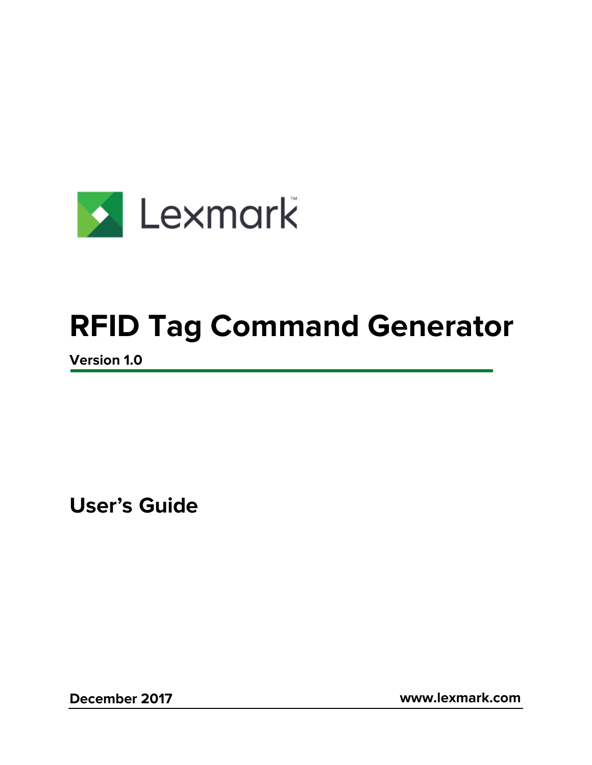Lexmark™

# RFID Tag Command Generator

**Version 1.0**

## User's Guide

**December 2017** **www.lexmark.com**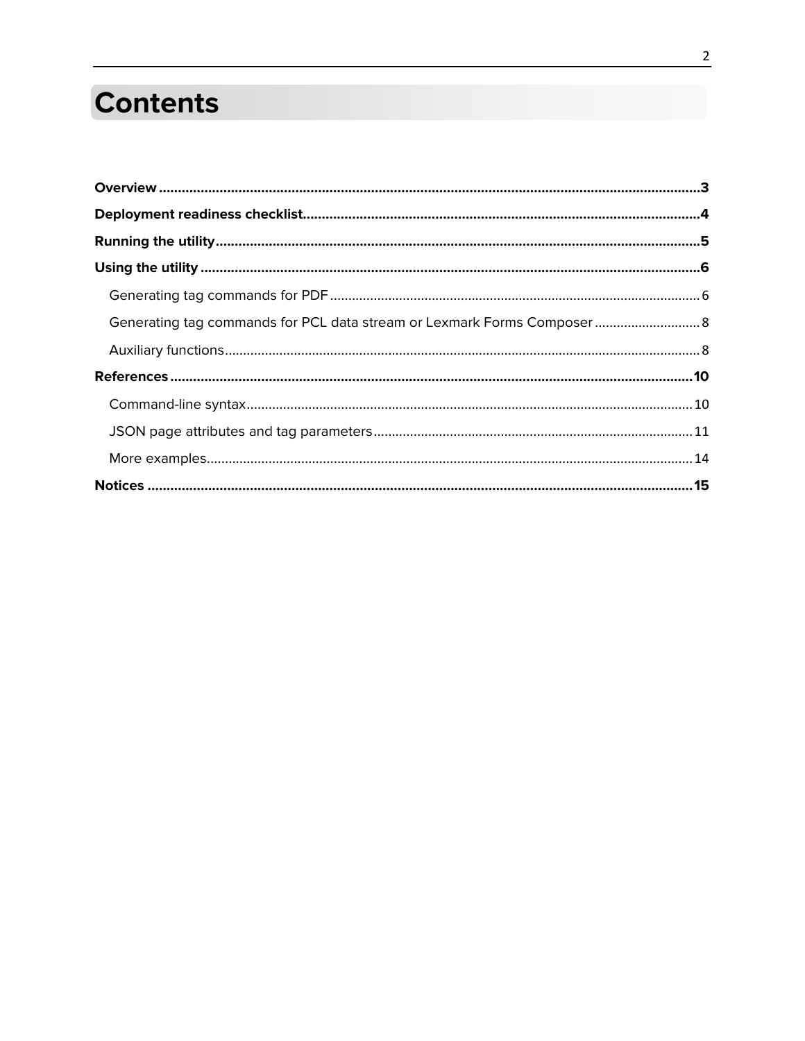# Contents

**Overview.....3**

**Deployment readiness checklist.....4**

**Running the utility.....5**

**Using the utility.....6**

Generating tag commands for PDF.....6

Generating tag commands for PCL data stream or Lexmark Forms Composer.....8

Auxiliary functions.....8

**References.....10**

Command-line syntax.....10

JSON page attributes and tag parameters.....11

More examples.....14

**Notices.....15**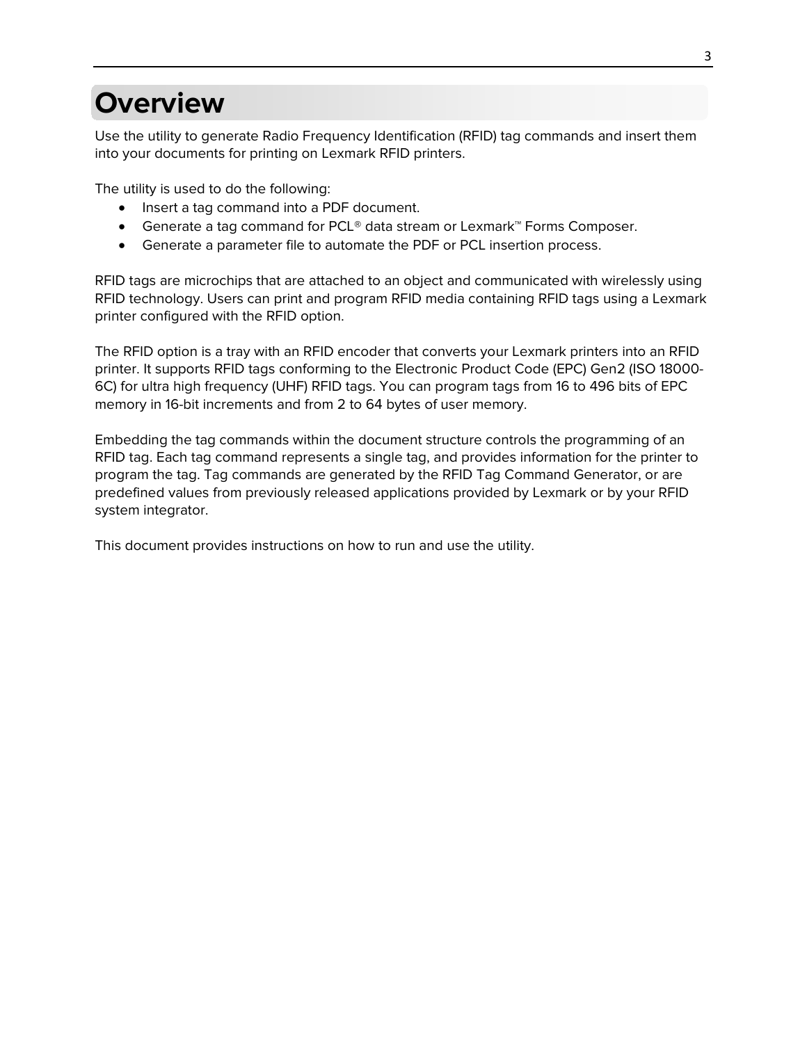# Overview

Use the utility to generate Radio Frequency Identification (RFID) tag commands and insert them into your documents for printing on Lexmark RFID printers.

The utility is used to do the following:

- Insert a tag command into a PDF document.
- Generate a tag command for PCL® data stream or Lexmark™ Forms Composer.
- Generate a parameter file to automate the PDF or PCL insertion process.

RFID tags are microchips that are attached to an object and communicated with wirelessly using RFID technology. Users can print and program RFID media containing RFID tags using a Lexmark printer configured with the RFID option.

The RFID option is a tray with an RFID encoder that converts your Lexmark printers into an RFID printer. It supports RFID tags conforming to the Electronic Product Code (EPC) Gen2 (ISO 18000-6C) for ultra high frequency (UHF) RFID tags. You can program tags from 16 to 496 bits of EPC memory in 16-bit increments and from 2 to 64 bytes of user memory.

Embedding the tag commands within the document structure controls the programming of an RFID tag. Each tag command represents a single tag, and provides information for the printer to program the tag. Tag commands are generated by the RFID Tag Command Generator, or are predefined values from previously released applications provided by Lexmark or by your RFID system integrator.

This document provides instructions on how to run and use the utility.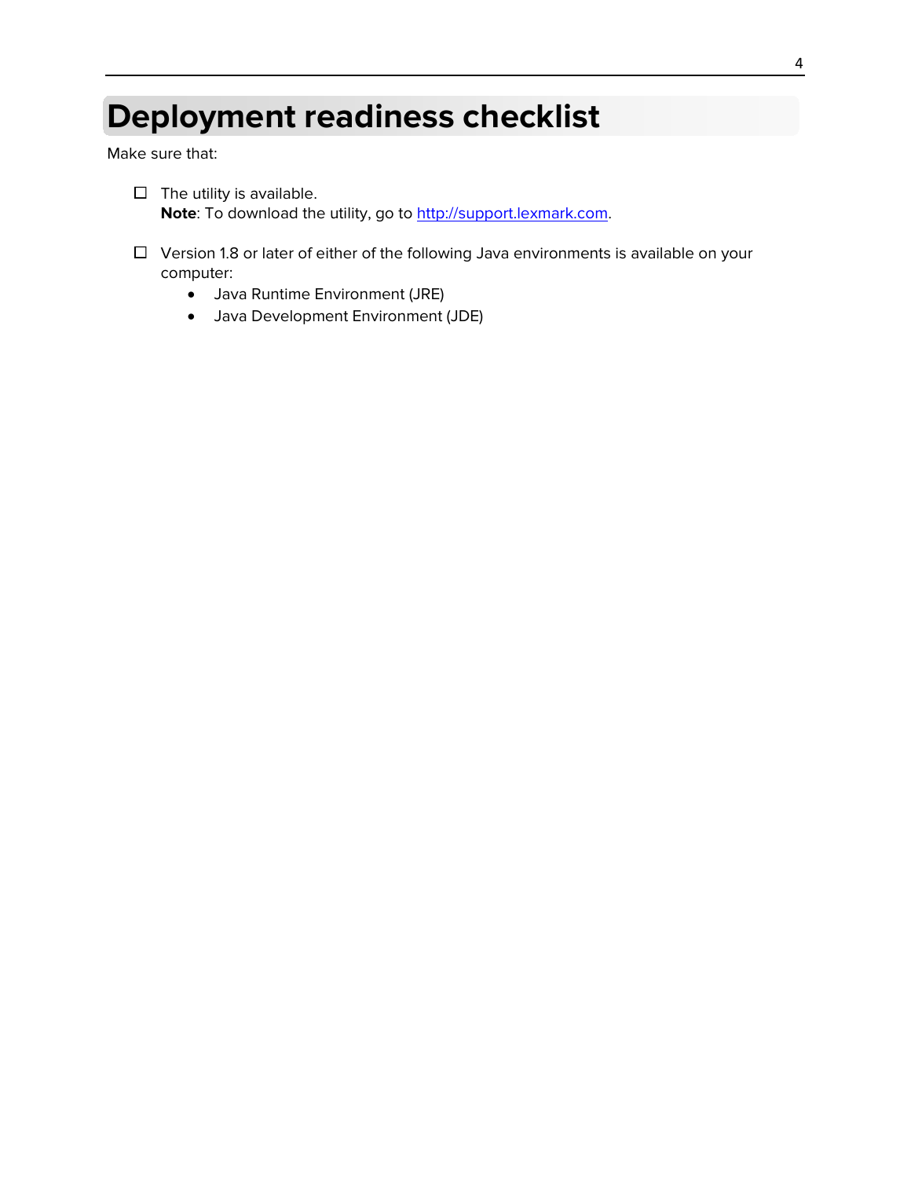# Deployment readiness checklist

Make sure that:

- [ ] The utility is available.
  **Note**: To download the utility, go to [http://support.lexmark.com](http://support.lexmark.com).

- [ ] Version 1.8 or later of either of the following Java environments is available on your computer:
  - Java Runtime Environment (JRE)
  - Java Development Environment (JDE)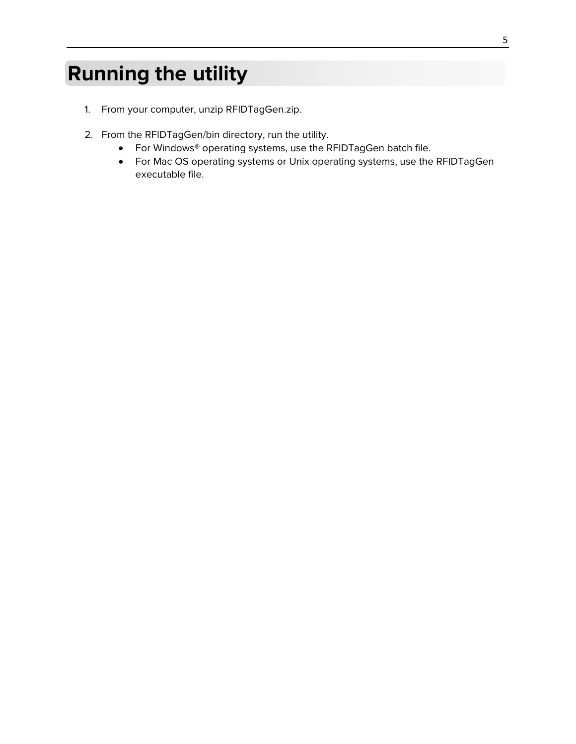# Running the utility

1. From your computer, unzip RFIDTagGen.zip.

2. From the RFIDTagGen/bin directory, run the utility.
   - For Windows® operating systems, use the RFIDTagGen batch file.
   - For Mac OS operating systems or Unix operating systems, use the RFIDTagGen executable file.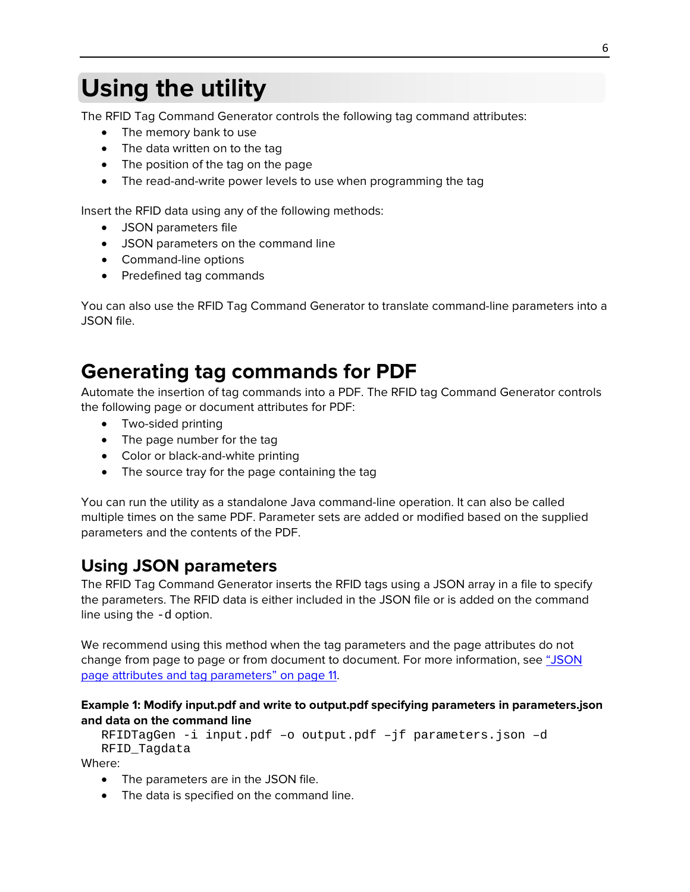# Using the utility

The RFID Tag Command Generator controls the following tag command attributes:

- The memory bank to use
- The data written on to the tag
- The position of the tag on the page
- The read-and-write power levels to use when programming the tag

Insert the RFID data using any of the following methods:

- JSON parameters file
- JSON parameters on the command line
- Command-line options
- Predefined tag commands

You can also use the RFID Tag Command Generator to translate command-line parameters into a JSON file.

## Generating tag commands for PDF

Automate the insertion of tag commands into a PDF. The RFID tag Command Generator controls the following page or document attributes for PDF:

- Two-sided printing
- The page number for the tag
- Color or black-and-white printing
- The source tray for the page containing the tag

You can run the utility as a standalone Java command-line operation. It can also be called multiple times on the same PDF. Parameter sets are added or modified based on the supplied parameters and the contents of the PDF.

### Using JSON parameters

The RFID Tag Command Generator inserts the RFID tags using a JSON array in a file to specify the parameters. The RFID data is either included in the JSON file or is added on the command line using the `-d` option.

We recommend using this method when the tag parameters and the page attributes do not change from page to page or from document to document. For more information, see "JSON page attributes and tag parameters" on page 11.

**Example 1: Modify input.pdf and write to output.pdf specifying parameters in parameters.json and data on the command line**

```
RFIDTagGen -i input.pdf –o output.pdf –jf parameters.json –d
RFID_Tagdata
```

Where:

- The parameters are in the JSON file.
- The data is specified on the command line.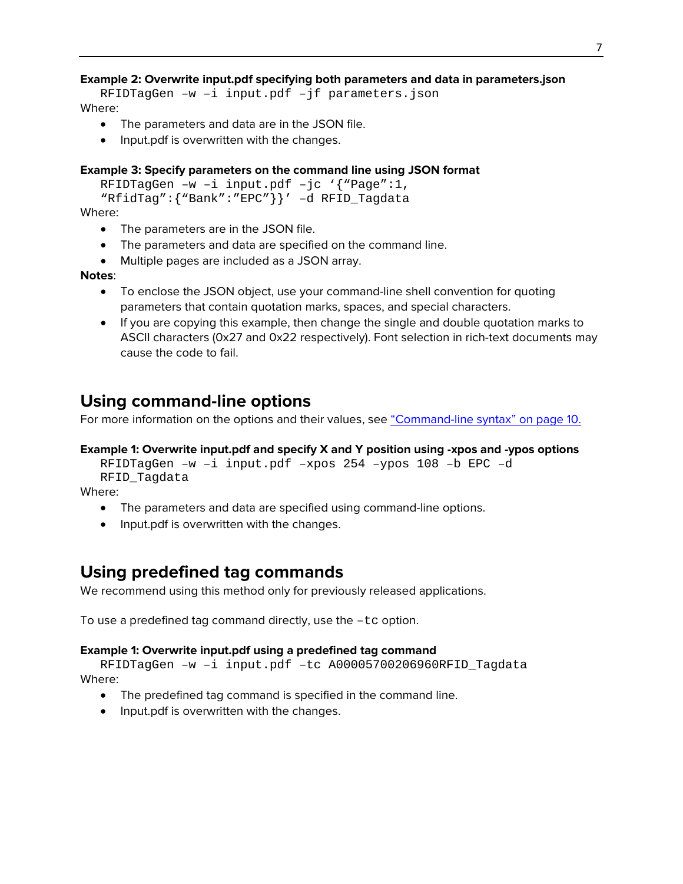**Example 2: Overwrite input.pdf specifying both parameters and data in parameters.json**

```
RFIDTagGen –w –i input.pdf –jf parameters.json
```

Where:

- The parameters and data are in the JSON file.
- Input.pdf is overwritten with the changes.

**Example 3: Specify parameters on the command line using JSON format**

```
RFIDTagGen –w –i input.pdf –jc ‘{“Page”:1,
“RfidTag”:{“Bank”:”EPC”}}’ –d RFID_Tagdata
```

Where:

- The parameters are in the JSON file.
- The parameters and data are specified on the command line.
- Multiple pages are included as a JSON array.

**Notes**:

- To enclose the JSON object, use your command-line shell convention for quoting parameters that contain quotation marks, spaces, and special characters.
- If you are copying this example, then change the single and double quotation marks to ASCII characters (0x27 and 0x22 respectively). Font selection in rich-text documents may cause the code to fail.

## Using command-line options

For more information on the options and their values, see “Command-line syntax” on page 10.

**Example 1: Overwrite input.pdf and specify X and Y position using -xpos and -ypos options**

```
RFIDTagGen –w –i input.pdf –xpos 254 –ypos 108 –b EPC –d
RFID_Tagdata
```

Where:

- The parameters and data are specified using command-line options.
- Input.pdf is overwritten with the changes.

## Using predefined tag commands

We recommend using this method only for previously released applications.

To use a predefined tag command directly, use the `–tc` option.

**Example 1: Overwrite input.pdf using a predefined tag command**

```
RFIDTagGen –w –i input.pdf –tc A00005700206960RFID_Tagdata
```

Where:

- The predefined tag command is specified in the command line.
- Input.pdf is overwritten with the changes.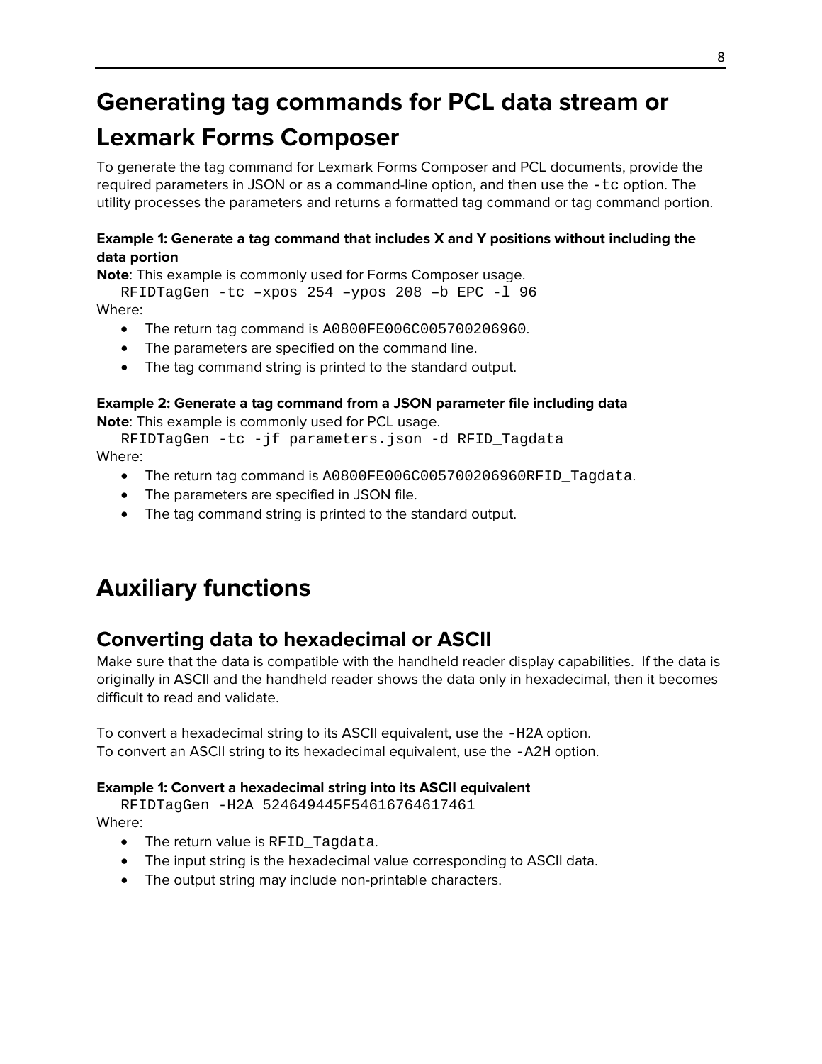# Generating tag commands for PCL data stream or Lexmark Forms Composer

To generate the tag command for Lexmark Forms Composer and PCL documents, provide the required parameters in JSON or as a command-line option, and then use the `-tc` option. The utility processes the parameters and returns a formatted tag command or tag command portion.

**Example 1: Generate a tag command that includes X and Y positions without including the data portion**

**Note**: This example is commonly used for Forms Composer usage.

```
RFIDTagGen -tc –xpos 254 –ypos 208 –b EPC -l 96
```

Where:

- The return tag command is `A0800FE006C005700206960`.
- The parameters are specified on the command line.
- The tag command string is printed to the standard output.

**Example 2: Generate a tag command from a JSON parameter file including data**

**Note**: This example is commonly used for PCL usage.

```
RFIDTagGen -tc -jf parameters.json -d RFID_Tagdata
```

Where:

- The return tag command is `A0800FE006C005700206960RFID_Tagdata`.
- The parameters are specified in JSON file.
- The tag command string is printed to the standard output.

# Auxiliary functions

## Converting data to hexadecimal or ASCII

Make sure that the data is compatible with the handheld reader display capabilities. If the data is originally in ASCII and the handheld reader shows the data only in hexadecimal, then it becomes difficult to read and validate.

To convert a hexadecimal string to its ASCII equivalent, use the `-H2A` option.
To convert an ASCII string to its hexadecimal equivalent, use the `-A2H` option.

**Example 1: Convert a hexadecimal string into its ASCII equivalent**

```
RFIDTagGen -H2A 524649445F54616764617461
```

Where:

- The return value is `RFID_Tagdata`.
- The input string is the hexadecimal value corresponding to ASCII data.
- The output string may include non-printable characters.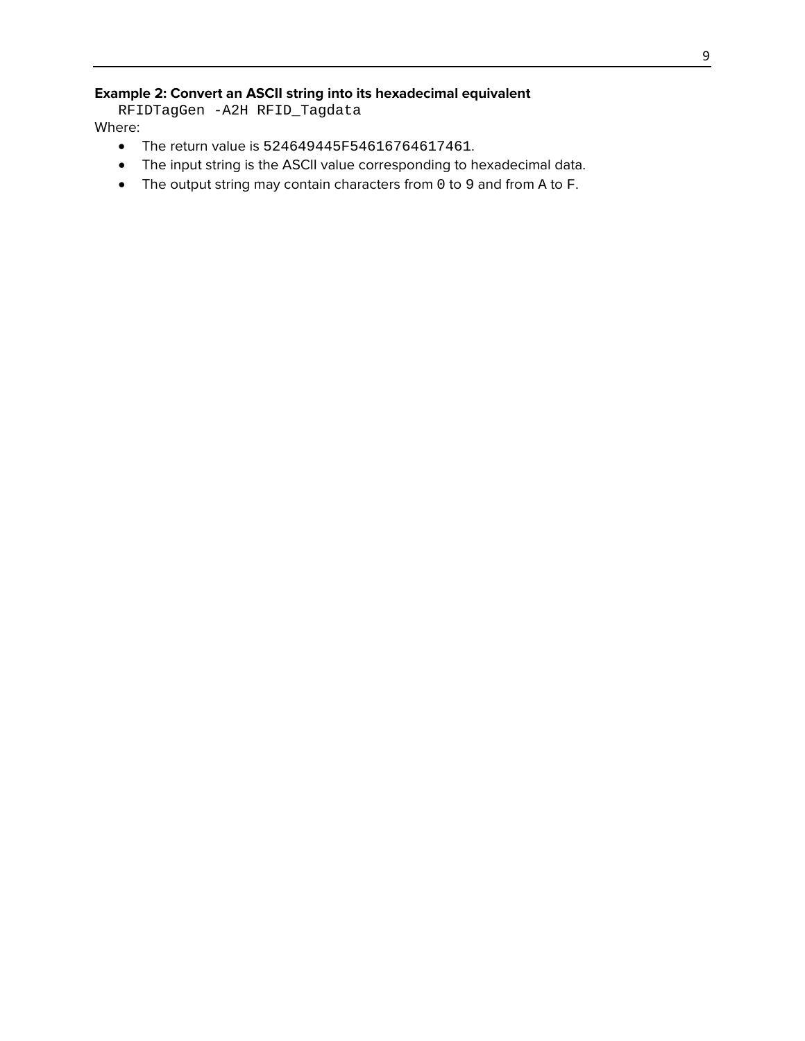**Example 2: Convert an ASCII string into its hexadecimal equivalent**

```
RFIDTagGen -A2H RFID_Tagdata
```

Where:

- The return value is `524649445F54616764617461`.
- The input string is the ASCII value corresponding to hexadecimal data.
- The output string may contain characters from `0` to `9` and from `A` to `F`.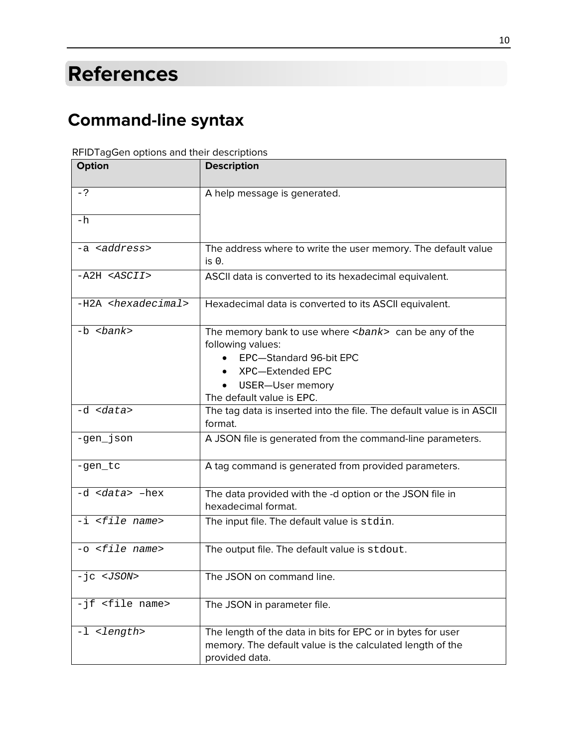# References

## Command-line syntax

RFIDTagGen options and their descriptions

| Option | Description |
|---|---|
| -? | A help message is generated. |
| -h | |
| -a *<address>* | The address where to write the user memory. The default value is 0. |
| -A2H *<ASCII>* | ASCII data is converted to its hexadecimal equivalent. |
| -H2A *<hexadecimal>* | Hexadecimal data is converted to its ASCII equivalent. |
| -b *<bank>* | The memory bank to use where *<bank>* can be any of the following values:<br>• EPC—Standard 96-bit EPC<br>• XPC—Extended EPC<br>• USER—User memory<br>The default value is EPC. |
| -d *<data>* | The tag data is inserted into the file. The default value is in ASCII format. |
| -gen_json | A JSON file is generated from the command-line parameters. |
| -gen_tc | A tag command is generated from provided parameters. |
| -d *<data>* –hex | The data provided with the -d option or the JSON file in hexadecimal format. |
| -i *<file name>* | The input file. The default value is stdin. |
| -o *<file name>* | The output file. The default value is stdout. |
| -jc *<JSON>* | The JSON on command line. |
| -jf <file name> | The JSON in parameter file. |
| -l *<length>* | The length of the data in bits for EPC or in bytes for user memory. The default value is the calculated length of the provided data. |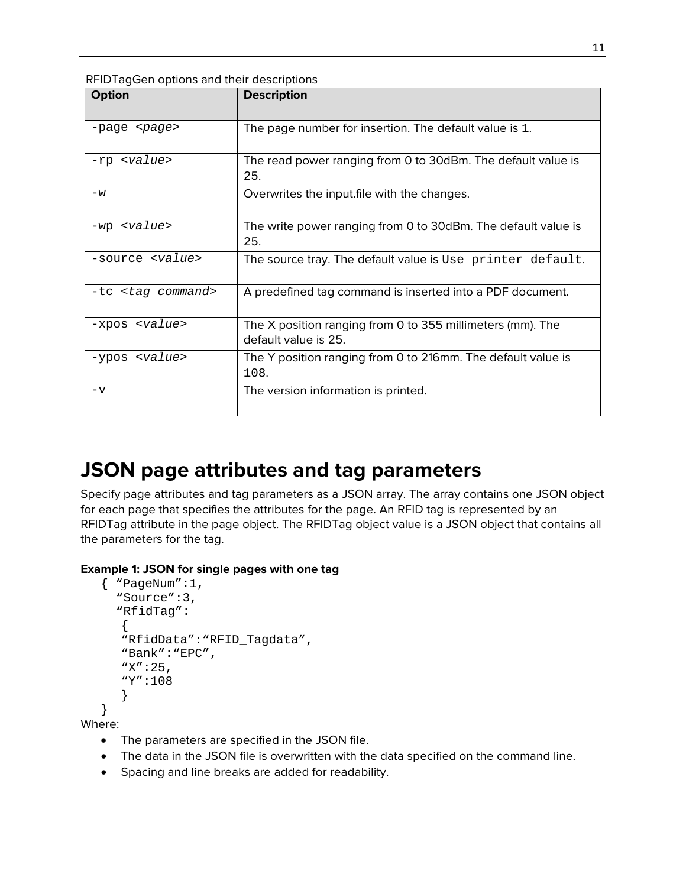RFIDTagGen options and their descriptions

| Option | Description |
|---|---|
| `-page <page>` | The page number for insertion. The default value is 1. |
| `-rp <value>` | The read power ranging from 0 to 30dBm. The default value is 25. |
| `-w` | Overwrites the input.file with the changes. |
| `-wp <value>` | The write power ranging from 0 to 30dBm. The default value is 25. |
| `-source <value>` | The source tray. The default value is `Use printer default`. |
| `-tc <tag command>` | A predefined tag command is inserted into a PDF document. |
| `-xpos <value>` | The X position ranging from 0 to 355 millimeters (mm). The default value is 25. |
| `-ypos <value>` | The Y position ranging from 0 to 216mm. The default value is 108. |
| `-v` | The version information is printed. |

# JSON page attributes and tag parameters

Specify page attributes and tag parameters as a JSON array. The array contains one JSON object for each page that specifies the attributes for the page. An RFID tag is represented by an RFIDTag attribute in the page object. The RFIDTag object value is a JSON object that contains all the parameters for the tag.

**Example 1: JSON for single pages with one tag**

```
{ “PageNum”:1,
  “Source”:3,
  “RfidTag”:
   {
   “RfidData”:“RFID_Tagdata”,
   “Bank”:“EPC”,
   “X”:25,
   “Y”:108
   }
}
```

Where:

- The parameters are specified in the JSON file.
- The data in the JSON file is overwritten with the data specified on the command line.
- Spacing and line breaks are added for readability.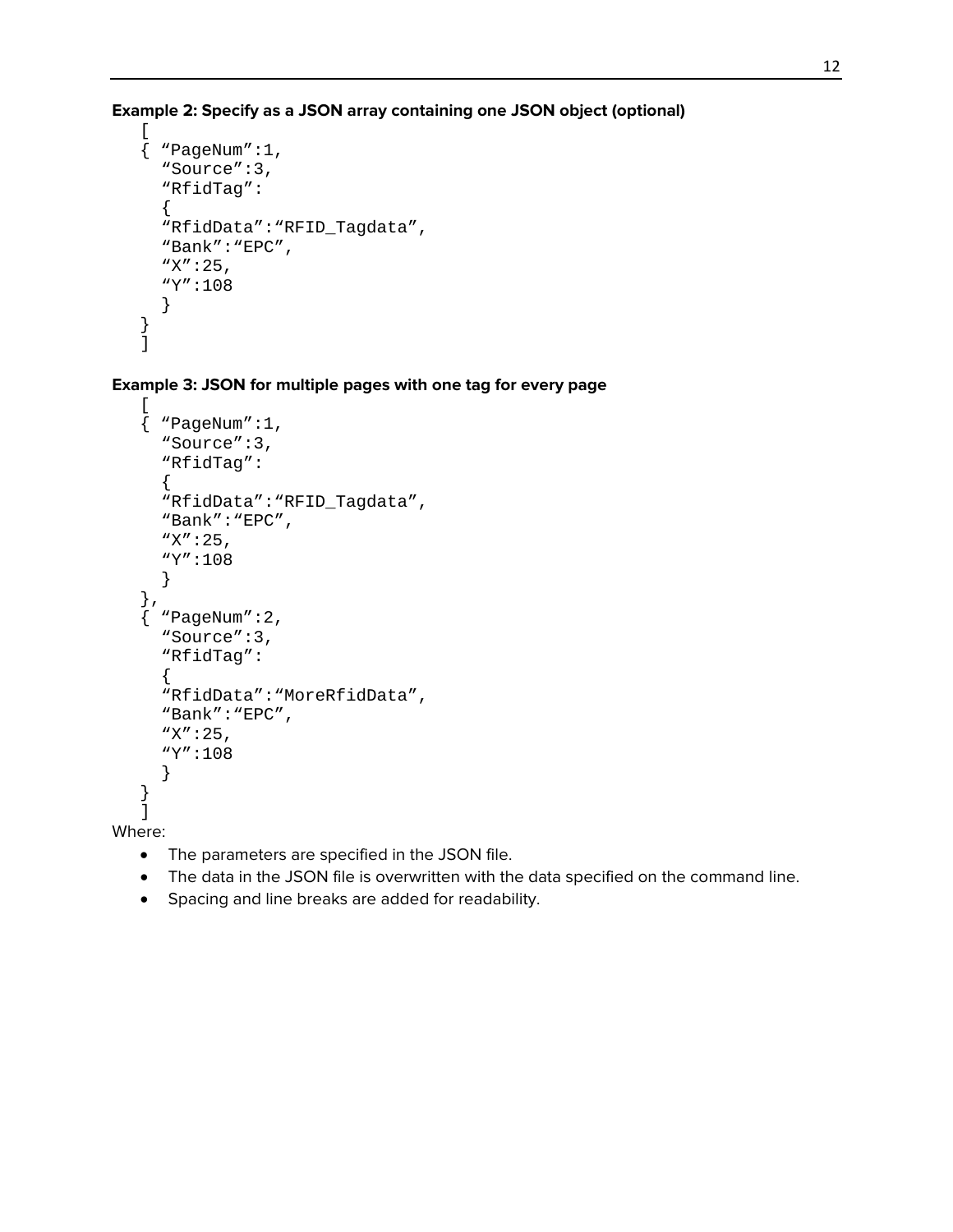**Example 2: Specify as a JSON array containing one JSON object (optional)**

```
[
{ “PageNum”:1,
  “Source”:3,
  “RfidTag”:
  {
  “RfidData”:“RFID_Tagdata”,
  “Bank”:“EPC”,
  “X”:25,
  “Y”:108
  }
}
]
```

**Example 3: JSON for multiple pages with one tag for every page**

```
[
{ “PageNum”:1,
  “Source”:3,
  “RfidTag”:
  {
  “RfidData”:“RFID_Tagdata”,
  “Bank”:“EPC”,
  “X”:25,
  “Y”:108
  }
},
{ “PageNum”:2,
  “Source”:3,
  “RfidTag”:
  {
  “RfidData”:“MoreRfidData”,
  “Bank”:“EPC”,
  “X”:25,
  “Y”:108
  }
}
]
```

Where:

- The parameters are specified in the JSON file.
- The data in the JSON file is overwritten with the data specified on the command line.
- Spacing and line breaks are added for readability.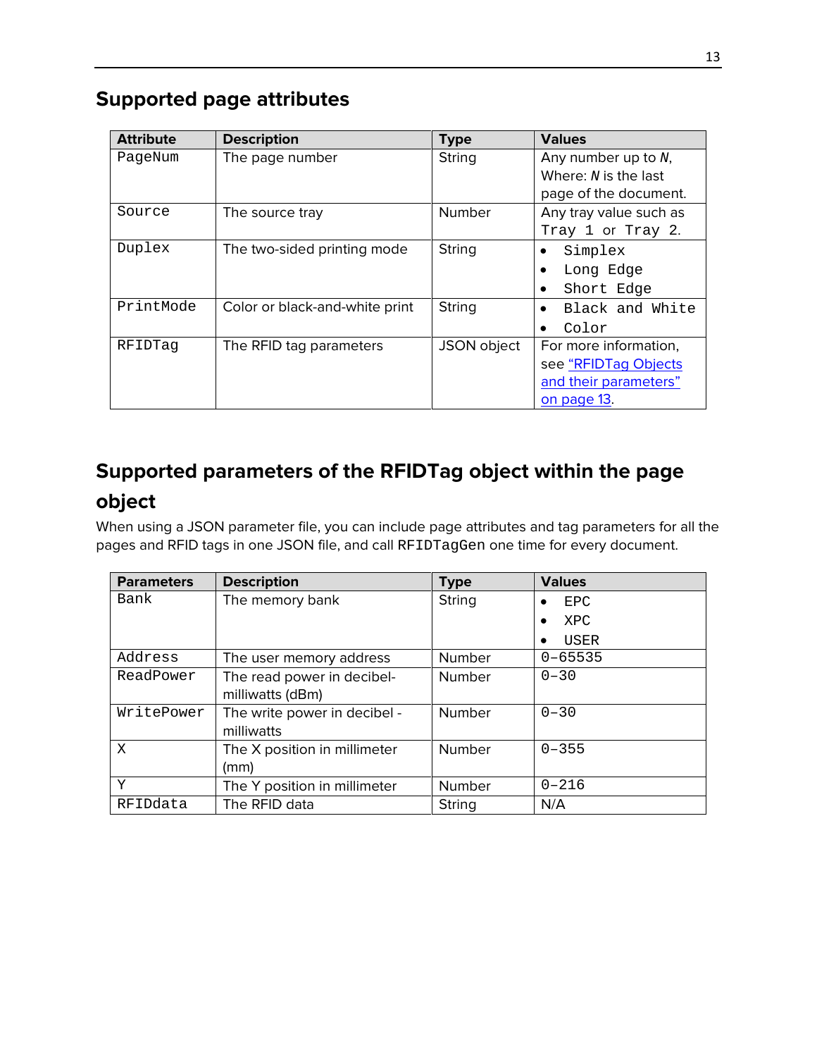## Supported page attributes

| Attribute | Description | Type | Values |
| --- | --- | --- | --- |
| PageNum | The page number | String | Any number up to *N*, Where: *N* is the last page of the document. |
| Source | The source tray | Number | Any tray value such as Tray 1 or Tray 2. |
| Duplex | The two-sided printing mode | String | • Simplex<br>• Long Edge<br>• Short Edge |
| PrintMode | Color or black-and-white print | String | • Black and White<br>• Color |
| RFIDTag | The RFID tag parameters | JSON object | For more information, see "RFIDTag Objects and their parameters" on page 13. |

## Supported parameters of the RFIDTag object within the page object

When using a JSON parameter file, you can include page attributes and tag parameters for all the pages and RFID tags in one JSON file, and call RFIDTagGen one time for every document.

| Parameters | Description | Type | Values |
| --- | --- | --- | --- |
| Bank | The memory bank | String | • EPC<br>• XPC<br>• USER |
| Address | The user memory address | Number | 0–65535 |
| ReadPower | The read power in decibel-milliwatts (dBm) | Number | 0–30 |
| WritePower | The write power in decibel - milliwatts | Number | 0–30 |
| X | The X position in millimeter (mm) | Number | 0–355 |
| Y | The Y position in millimeter | Number | 0–216 |
| RFIDdata | The RFID data | String | N/A |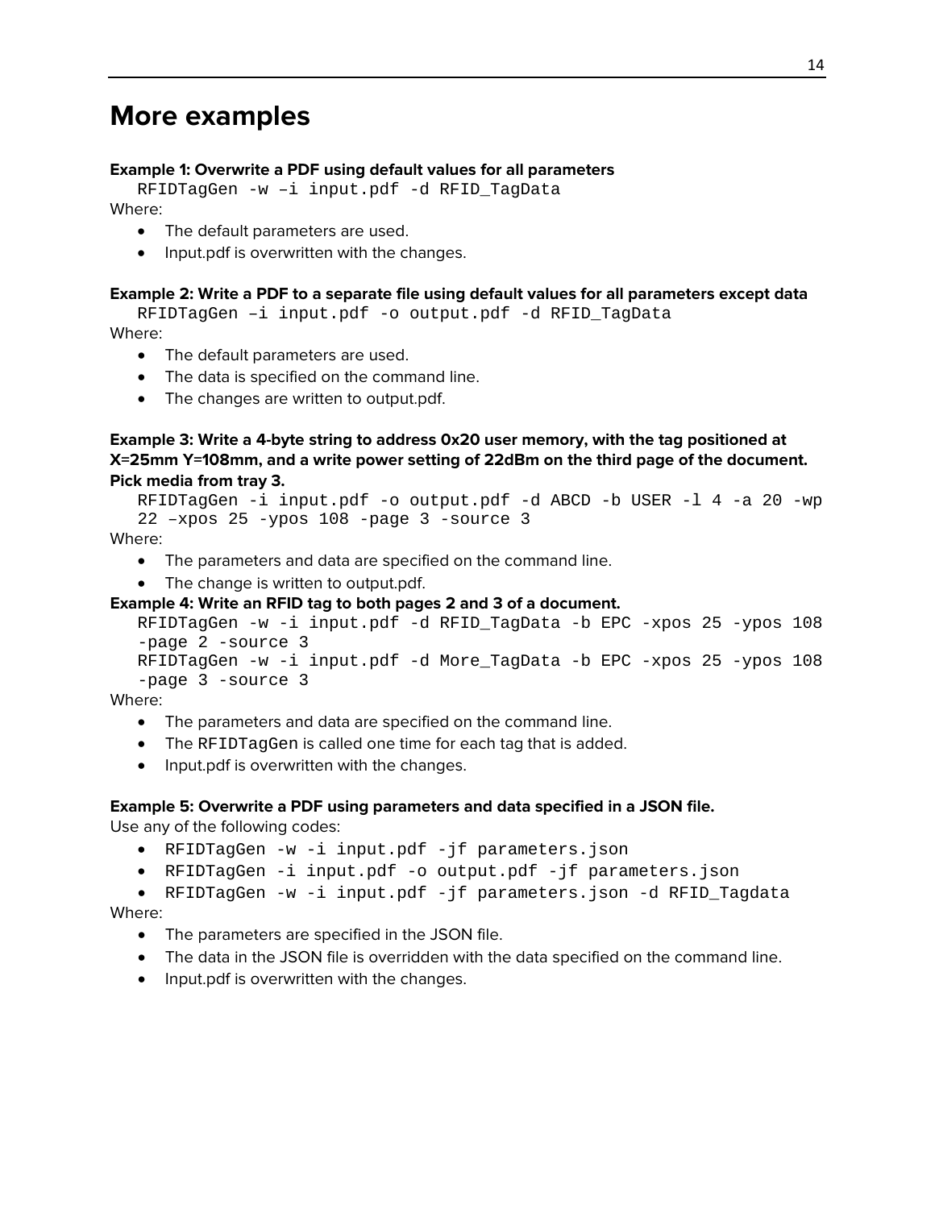# More examples

**Example 1: Overwrite a PDF using default values for all parameters**

```
RFIDTagGen -w –i input.pdf -d RFID_TagData
```

Where:

- The default parameters are used.
- Input.pdf is overwritten with the changes.

**Example 2: Write a PDF to a separate file using default values for all parameters except data**

```
RFIDTagGen –i input.pdf -o output.pdf -d RFID_TagData
```

Where:

- The default parameters are used.
- The data is specified on the command line.
- The changes are written to output.pdf.

**Example 3: Write a 4-byte string to address 0x20 user memory, with the tag positioned at X=25mm Y=108mm, and a write power setting of 22dBm on the third page of the document. Pick media from tray 3.**

```
RFIDTagGen -i input.pdf -o output.pdf -d ABCD -b USER -l 4 -a 20 -wp
22 –xpos 25 -ypos 108 -page 3 -source 3
```

Where:

- The parameters and data are specified on the command line.
- The change is written to output.pdf.

**Example 4: Write an RFID tag to both pages 2 and 3 of a document.**

```
RFIDTagGen -w -i input.pdf -d RFID_TagData -b EPC -xpos 25 -ypos 108
-page 2 -source 3
RFIDTagGen -w -i input.pdf -d More_TagData -b EPC -xpos 25 -ypos 108
-page 3 -source 3
```

Where:

- The parameters and data are specified on the command line.
- The RFIDTagGen is called one time for each tag that is added.
- Input.pdf is overwritten with the changes.

**Example 5: Overwrite a PDF using parameters and data specified in a JSON file.**

Use any of the following codes:

- `RFIDTagGen -w -i input.pdf -jf parameters.json`
- `RFIDTagGen -i input.pdf -o output.pdf -jf parameters.json`
- `RFIDTagGen -w -i input.pdf -jf parameters.json -d RFID_Tagdata`

Where:

- The parameters are specified in the JSON file.
- The data in the JSON file is overridden with the data specified on the command line.
- Input.pdf is overwritten with the changes.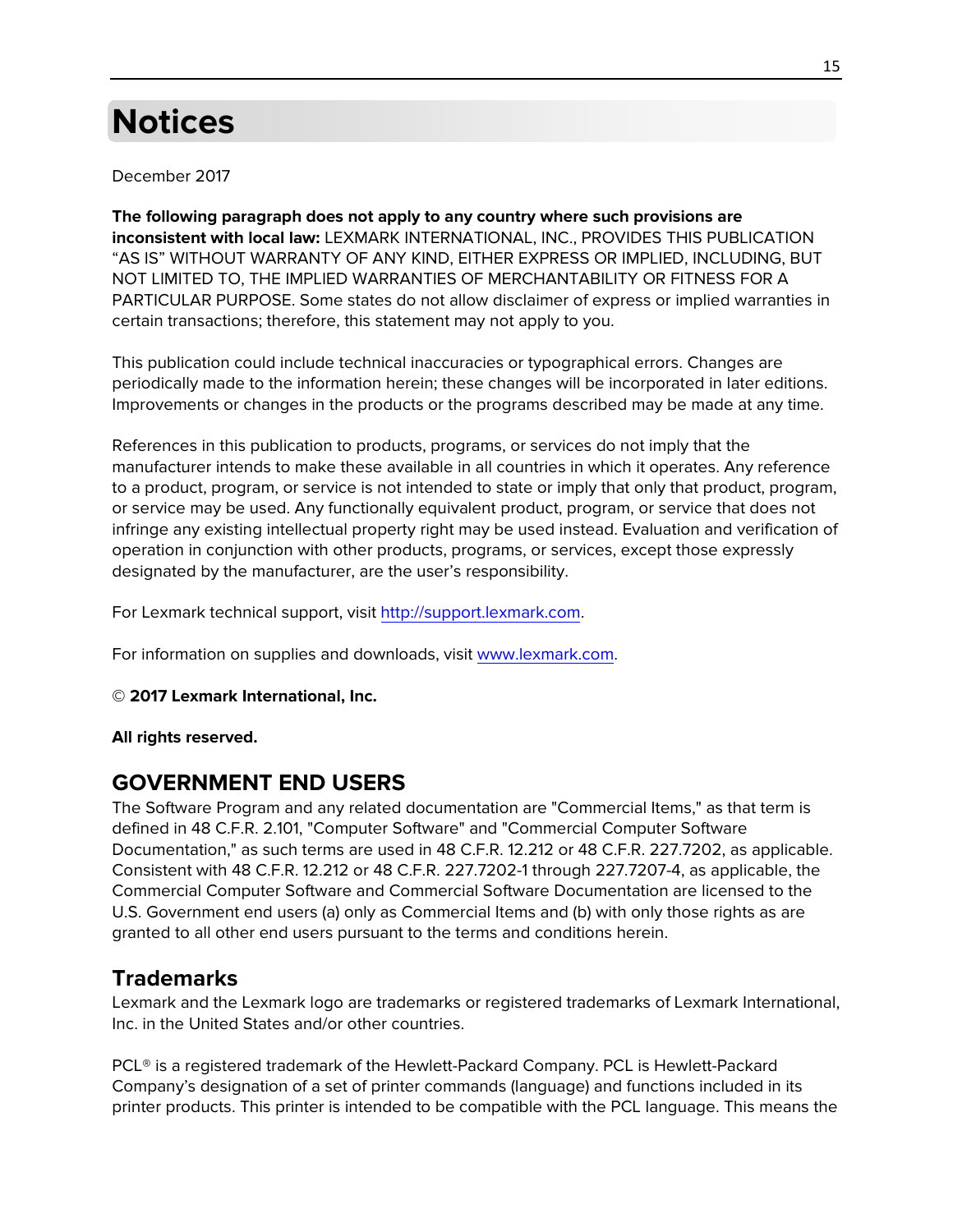# Notices

December 2017

**The following paragraph does not apply to any country where such provisions are inconsistent with local law:** LEXMARK INTERNATIONAL, INC., PROVIDES THIS PUBLICATION "AS IS" WITHOUT WARRANTY OF ANY KIND, EITHER EXPRESS OR IMPLIED, INCLUDING, BUT NOT LIMITED TO, THE IMPLIED WARRANTIES OF MERCHANTABILITY OR FITNESS FOR A PARTICULAR PURPOSE. Some states do not allow disclaimer of express or implied warranties in certain transactions; therefore, this statement may not apply to you.

This publication could include technical inaccuracies or typographical errors. Changes are periodically made to the information herein; these changes will be incorporated in later editions. Improvements or changes in the products or the programs described may be made at any time.

References in this publication to products, programs, or services do not imply that the manufacturer intends to make these available in all countries in which it operates. Any reference to a product, program, or service is not intended to state or imply that only that product, program, or service may be used. Any functionally equivalent product, program, or service that does not infringe any existing intellectual property right may be used instead. Evaluation and verification of operation in conjunction with other products, programs, or services, except those expressly designated by the manufacturer, are the user's responsibility.

For Lexmark technical support, visit http://support.lexmark.com.

For information on supplies and downloads, visit www.lexmark.com.

© **2017 Lexmark International, Inc.**

**All rights reserved.**

## GOVERNMENT END USERS

The Software Program and any related documentation are "Commercial Items," as that term is defined in 48 C.F.R. 2.101, "Computer Software" and "Commercial Computer Software Documentation," as such terms are used in 48 C.F.R. 12.212 or 48 C.F.R. 227.7202, as applicable. Consistent with 48 C.F.R. 12.212 or 48 C.F.R. 227.7202-1 through 227.7207-4, as applicable, the Commercial Computer Software and Commercial Software Documentation are licensed to the U.S. Government end users (a) only as Commercial Items and (b) with only those rights as are granted to all other end users pursuant to the terms and conditions herein.

## Trademarks

Lexmark and the Lexmark logo are trademarks or registered trademarks of Lexmark International, Inc. in the United States and/or other countries.

PCL® is a registered trademark of the Hewlett-Packard Company. PCL is Hewlett-Packard Company's designation of a set of printer commands (language) and functions included in its printer products. This printer is intended to be compatible with the PCL language. This means the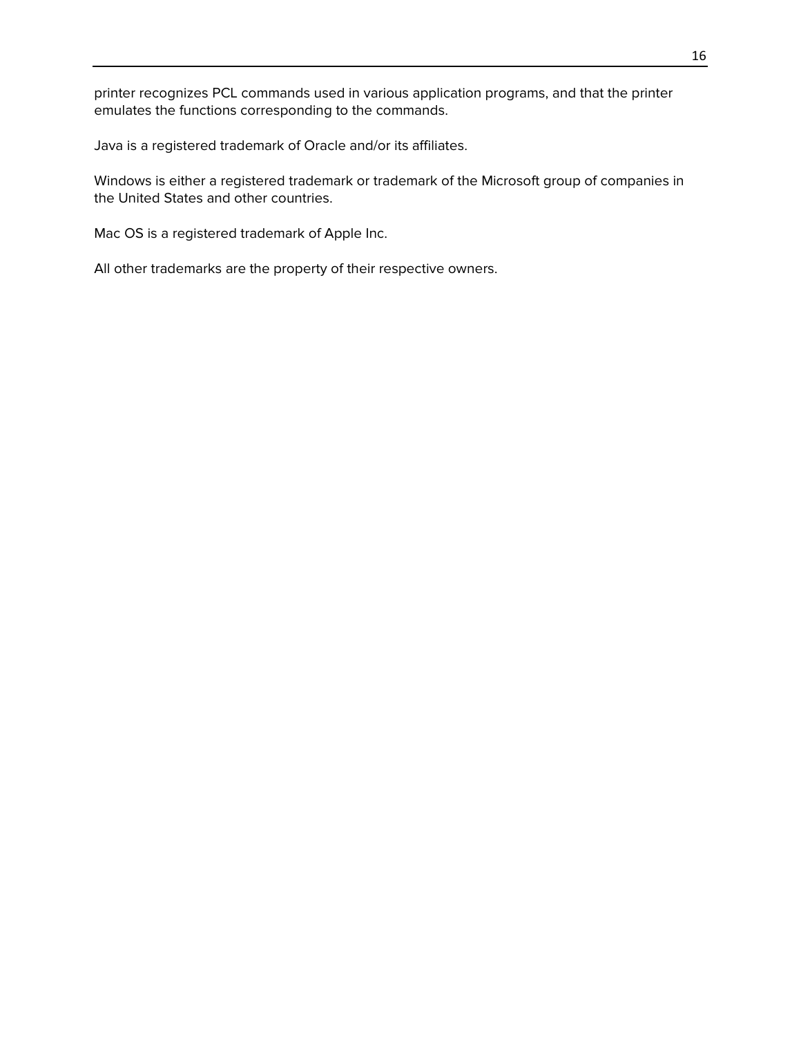printer recognizes PCL commands used in various application programs, and that the printer emulates the functions corresponding to the commands.

Java is a registered trademark of Oracle and/or its affiliates.

Windows is either a registered trademark or trademark of the Microsoft group of companies in the United States and other countries.

Mac OS is a registered trademark of Apple Inc.

All other trademarks are the property of their respective owners.